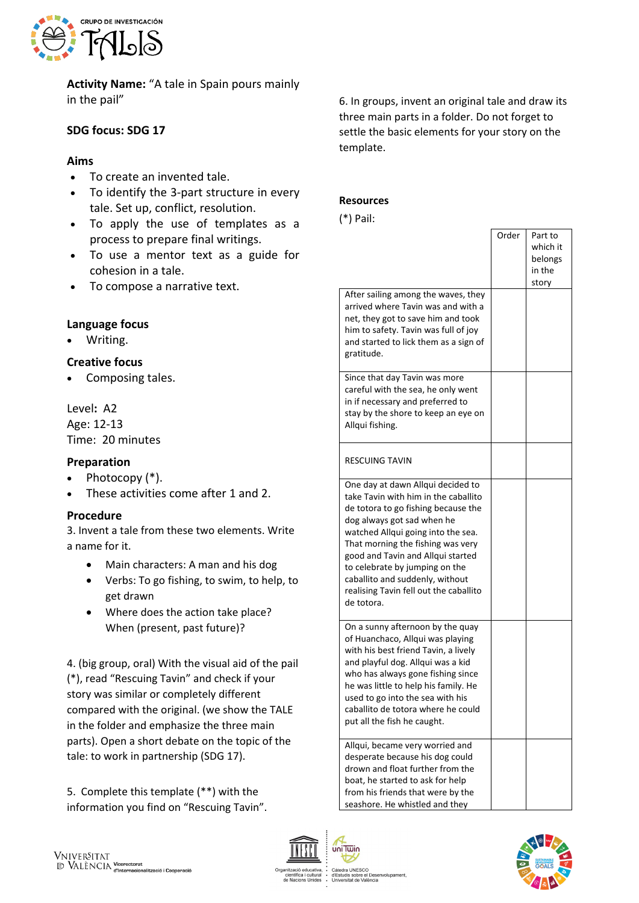**Activity Name:** "A tale in Spain pours mainly in the pail"

**SDG focus: SDG 17**

**Aims**

- To create an invented tale.
- To identify the 3-part structure in every tale. Set up, conflict, resolution.
- To apply the use of templates as a process to prepare final writings.
- To use a mentor text as a guide for cohesion in a tale.
- To compose a narrative text.

**Language focus**

- Writing.

**Creative focus**

- Composing tales.

Level**:** A2
Age: 12-13
Time: 20 minutes

**Preparation**

- Photocopy (*).
- These activities come after 1 and 2.

**Procedure**

3. Invent a tale from these two elements. Write a name for it.

- Main characters: A man and his dog
- Verbs: To go fishing, to swim, to help, to get drawn
- Where does the action take place? When (present, past future)?

4. (big group, oral) With the visual aid of the pail (*), read "Rescuing Tavin" and check if your story was similar or completely different compared with the original. (we show the TALE in the folder and emphasize the three main parts). Open a short debate on the topic of the tale: to work in partnership (SDG 17).

5. Complete this template (**) with the information you find on "Rescuing Tavin".

6. In groups, invent an original tale and draw its three main parts in a folder. Do not forget to settle the basic elements for your story on the template.

**Resources**

(*) Pail:

| | Order | Part to which it belongs in the story |
|---|---|---|
| After sailing among the waves, they arrived where Tavin was and with a net, they got to save him and took him to safety. Tavin was full of joy and started to lick them as a sign of gratitude. | | |
| Since that day Tavin was more careful with the sea, he only went in if necessary and preferred to stay by the shore to keep an eye on Allqui fishing. | | |
| RESCUING TAVIN | | |
| One day at dawn Allqui decided to take Tavin with him in the caballito de totora to go fishing because the dog always got sad when he watched Allqui going into the sea. That morning the fishing was very good and Tavin and Allqui started to celebrate by jumping on the caballito and suddenly, without realising Tavin fell out the caballito de totora. | | |
| On a sunny afternoon by the quay of Huanchaco, Allqui was playing with his best friend Tavin, a lively and playful dog. Allqui was a kid who has always gone fishing since he was little to help his family. He used to go into the sea with his caballito de totora where he could put all the fish he caught. | | |
| Allqui, became very worried and desperate because his dog could drown and float further from the boat, he started to ask for help from his friends that were by the seashore. He whistled and they | | |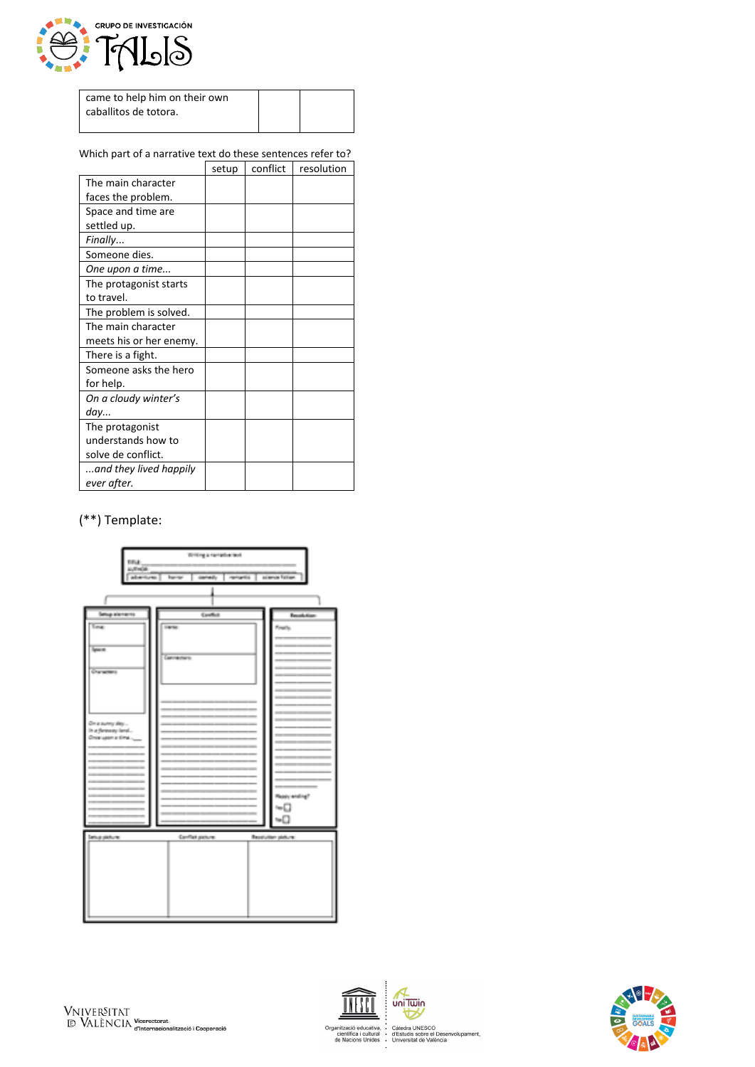| | | |
|---|---|---|
| came to help him on their own caballitos de totora. | | |

Which part of a narrative text do these sentences refer to?

| | setup | conflict | resolution |
|---|---|---|---|
| The main character faces the problem. | | | |
| Space and time are settled up. | | | |
| *Finally...* | | | |
| Someone dies. | | | |
| *One upon a time...* | | | |
| The protagonist starts to travel. | | | |
| The problem is solved. | | | |
| The main character meets his or her enemy. | | | |
| There is a fight. | | | |
| Someone asks the hero for help. | | | |
| *On a cloudy winter's day...* | | | |
| The protagonist understands how to solve de conflict. | | | |
| *...and they lived happily ever after.* | | | |

(**) Template:

Writing a narrative text

TITLE:

AUTHOR:

adventures | horror | comedy | romantic | science fiction

Setup elements

Time:

Space:

Characters:

*On a sunny day...*
*In a faraway land...*
*Once upon a time...*

Conflict

Verbs:

Connectors:

Resolution

Finally,

Happy ending?

Yes

No

Setup picture:

Conflict picture:

Resolution picture: